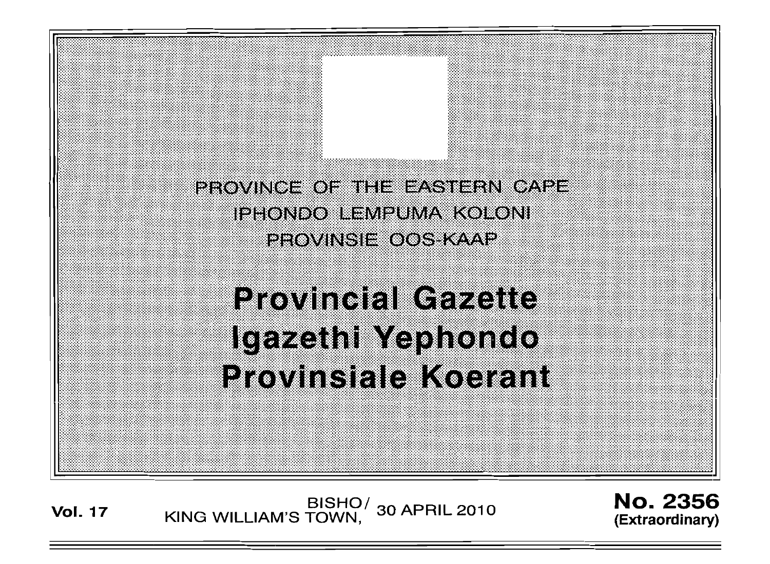PROVINCE OF THE EASTERN CAPE

IPHONDO LEMPUMA KOLONI

PROVINSIE OOS-KAAP

# Provincial Gazette
# Igazethi Yephondo
# Provinsiale Koerant

**Vol. 17** BISHO/ KING WILLIAM'S TOWN, 30 APRIL 2010 **No. 2356 (Extraordinary)**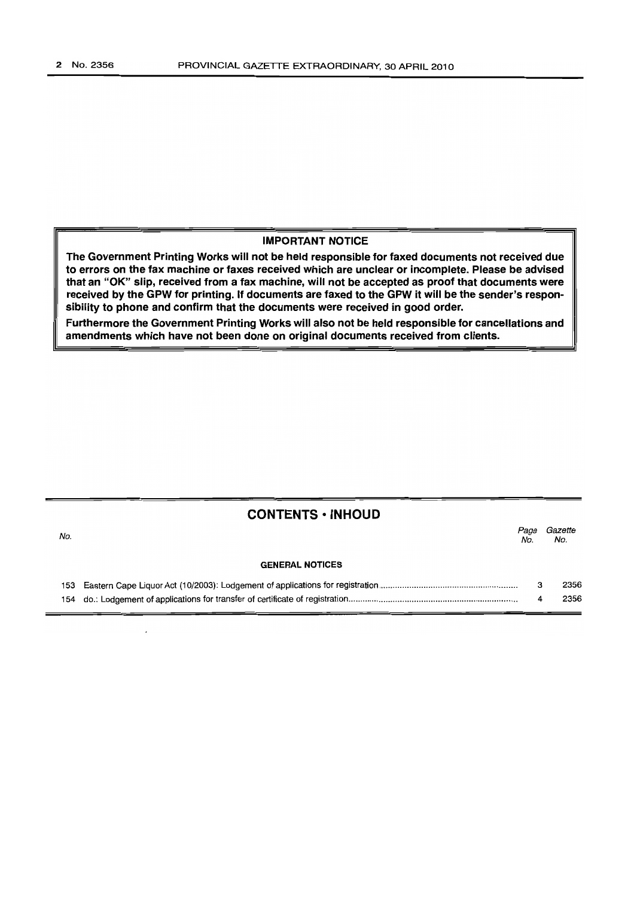**IMPORTANT NOTICE**

**The Government Printing Works will not be held responsible for faxed documents not received due to errors on the fax machine or faxes received which are unclear or incomplete. Please be advised that an "OK" slip, received from a fax machine, will not be accepted as proof that documents were received by the GPW for printing. If documents are faxed to the GPW it will be the sender's responsibility to phone and confirm that the documents were received in good order.**

**Furthermore the Government Printing Works will also not be held responsible for cancellations and amendments which have not been done on original documents received from clients.**

## CONTENTS • INHOUD

| No. | | Page No. | Gazette No. |
|---|---|---|---|
| | **GENERAL NOTICES** | | |
| 153 | Eastern Cape Liquor Act (10/2003): Lodgement of applications for registration | 3 | 2356 |
| 154 | do.: Lodgement of applications for transfer of certificate of registration | 4 | 2356 |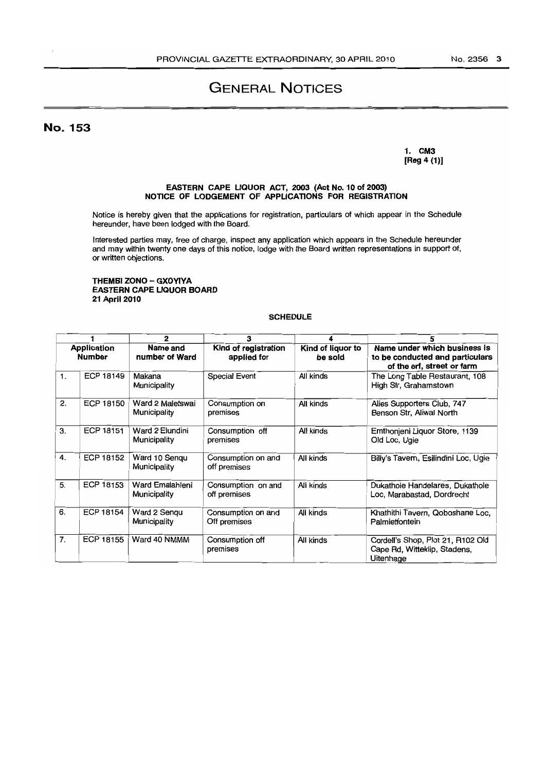# GENERAL NOTICES

## No. 153

**1. CM3**
**[Reg 4 (1)]**

**EASTERN CAPE LIQUOR ACT, 2003 (Act No. 10 of 2003)**
**NOTICE OF LODGEMENT OF APPLICATIONS FOR REGISTRATION**

Notice is hereby given that the applications for registration, particulars of which appear in the Schedule hereunder, have been lodged with the Board.

Interested parties may, free of charge, inspect any application which appears in the Schedule hereunder and may within twenty one days of this notice, lodge with the Board written representations in support of, or written objections.

**THEMBI ZONO – GXOYIYA**
**EASTERN CAPE LIQUOR BOARD**
**21 April 2010**

**SCHEDULE**

| 1 | | 2 | 3 | 4 | 5 |
|---|---|---|---|---|---|
| **Application Number** | | **Name and number of Ward** | **Kind of registration applied for** | **Kind of liquor to be sold** | **Name under which business is to be conducted and particulars of the erf, street or farm** |
| 1. | ECP 18149 | Makana Municipality | Special Event | All kinds | The Long Table Restaurant, 108 High Str, Grahamstown |
| 2. | ECP 18150 | Ward 2 Maletswai Municipality | Consumption on premises | All kinds | Alies Supporters Club, 747 Benson Str, Aliwal North |
| 3. | ECP 18151 | Ward 2 Elundini Municipality | Consumption off premises | All kinds | Emthonjeni Liquor Store, 1139 Old Loc, Ugie |
| 4. | ECP 18152 | Ward 10 Senqu Municipality | Consumption on and off premises | All kinds | Billy's Tavern, Esilindini Loc, Ugie |
| 5. | ECP 18153 | Ward Emalahleni Municipality | Consumption on and off premises | All kinds | Dukathole Handelares, Dukathole Loc, Marabastad, Dordrecht |
| 6. | ECP 18154 | Ward 2 Senqu Municipality | Consumption on and Off premises | All kinds | Khathithi Tavern, Qoboshane Loc, Palmietfontein |
| 7. | ECP 18155 | Ward 40 NMMM | Consumption off premises | All kinds | Cordell's Shop, Plot 21, R102 Old Cape Rd, Witteklip, Stadens, Uitenhage |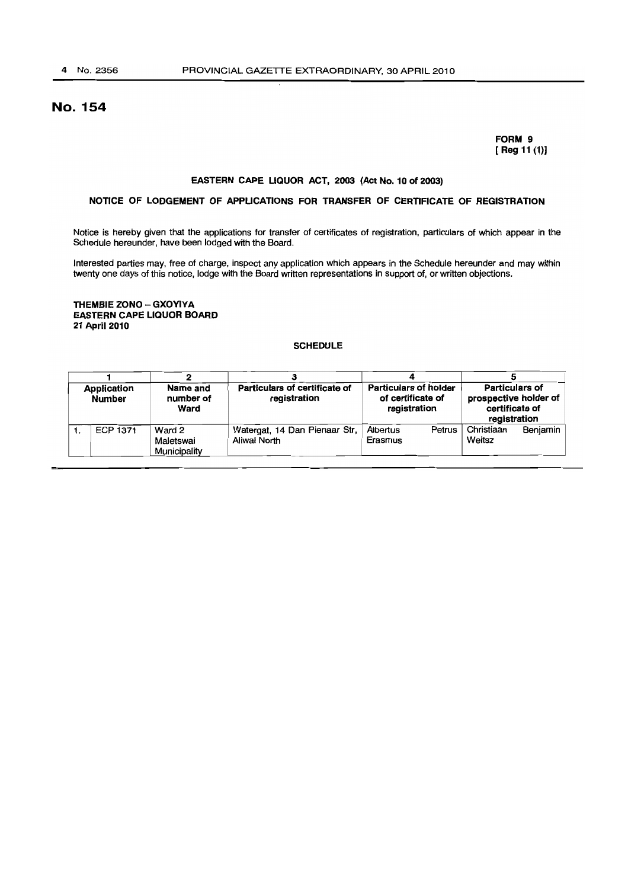# No. 154

**FORM 9**
**[ Reg 11 (1)]**

**EASTERN CAPE LIQUOR ACT, 2003 (Act No. 10 of 2003)**

**NOTICE OF LODGEMENT OF APPLICATIONS FOR TRANSFER OF CERTIFICATE OF REGISTRATION**

Notice is hereby given that the applications for transfer of certificates of registration, particulars of which appear in the Schedule hereunder, have been lodged with the Board.

Interested parties may, free of charge, inspect any application which appears in the Schedule hereunder and may within twenty one days of this notice, lodge with the Board written representations in support of, or written objections.

**THEMBIE ZONO – GXOYIYA**
**EASTERN CAPE LIQUOR BOARD**
**21 April 2010**

**SCHEDULE**

| 1 | | 2 | 3 | 4 | 5 |
|---|---|---|---|---|---|
| **Application Number** | | **Name and number of Ward** | **Particulars of certificate of registration** | **Particulars of holder of certificate of registration** | **Particulars of prospective holder of certificate of registration** |
| 1. | ECP 1371 | Ward 2 Maletswai Municipality | Watergat, 14 Dan Pienaar Str, Aliwal North | Albertus Petrus Erasmus | Christiaan Benjamin Weitsz |